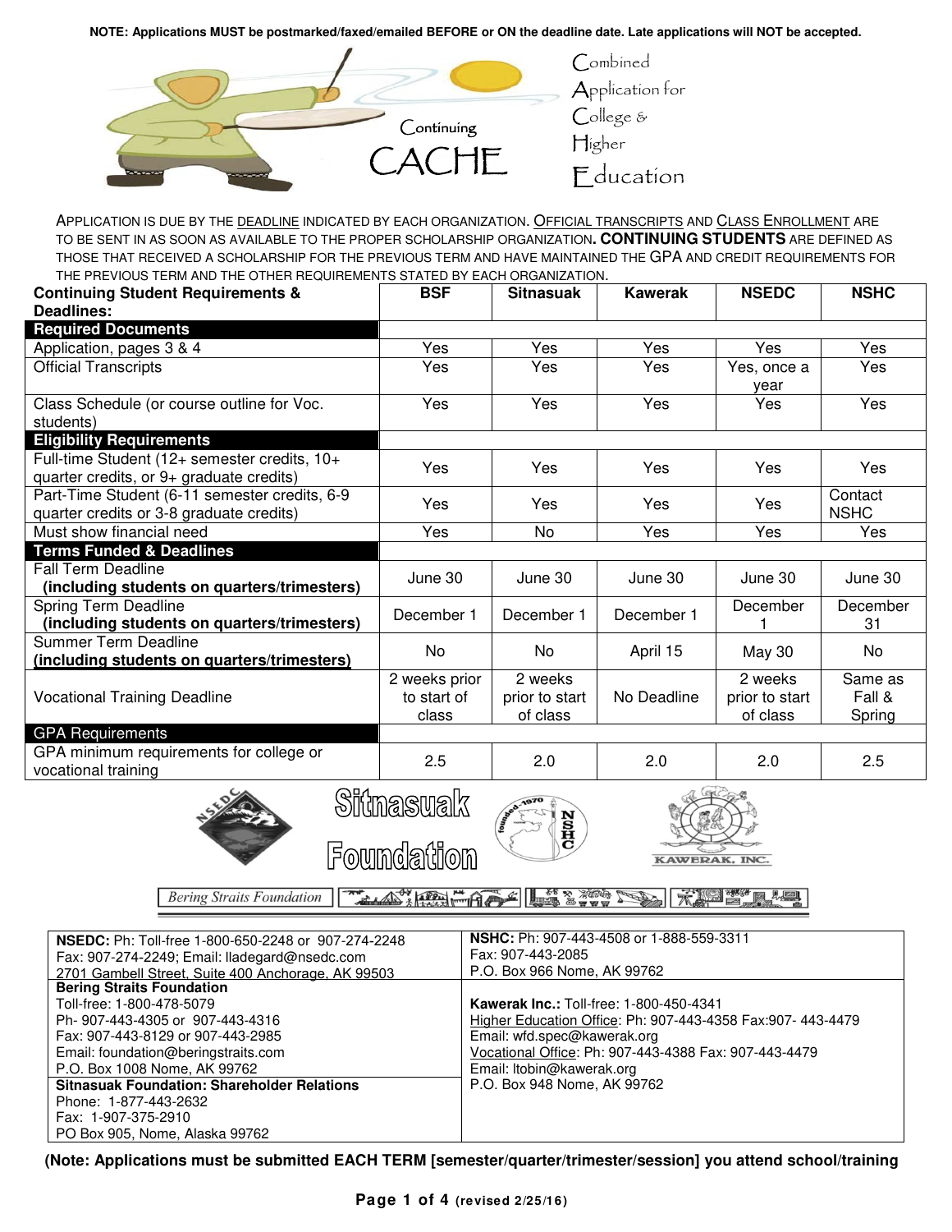**NOTE: Applications MUST be postmarked/faxed/emailed BEFORE or ON the deadline date. Late applications will NOT be accepted.**

Continuing

# CACHE

Combined Application for College & Higher Education

APPLICATION IS DUE BY THE DEADLINE INDICATED BY EACH ORGANIZATION. OFFICIAL TRANSCRIPTS AND CLASS ENROLLMENT ARE TO BE SENT IN AS SOON AS AVAILABLE TO THE PROPER SCHOLARSHIP ORGANIZATION. **CONTINUING STUDENTS** ARE DEFINED AS THOSE THAT RECEIVED A SCHOLARSHIP FOR THE PREVIOUS TERM AND HAVE MAINTAINED THE GPA AND CREDIT REQUIREMENTS FOR THE PREVIOUS TERM AND THE OTHER REQUIREMENTS STATED BY EACH ORGANIZATION.

| **Continuing Student Requirements & Deadlines:** | **BSF** | **Sitnasuak** | **Kawerak** | **NSEDC** | **NSHC** |
|---|---|---|---|---|---|
| **Required Documents** | | | | | |
| Application, pages 3 & 4 | Yes | Yes | Yes | Yes | Yes |
| Official Transcripts | Yes | Yes | Yes | Yes, once a year | Yes |
| Class Schedule (or course outline for Voc. students) | Yes | Yes | Yes | Yes | Yes |
| **Eligibility Requirements** | | | | | |
| Full-time Student (12+ semester credits, 10+ quarter credits, or 9+ graduate credits) | Yes | Yes | Yes | Yes | Yes |
| Part-Time Student (6-11 semester credits, 6-9 quarter credits or 3-8 graduate credits) | Yes | Yes | Yes | Yes | Contact NSHC |
| Must show financial need | Yes | No | Yes | Yes | Yes |
| **Terms Funded & Deadlines** | | | | | |
| Fall Term Deadline **(including students on quarters/trimesters)** | June 30 | June 30 | June 30 | June 30 | June 30 |
| Spring Term Deadline **(including students on quarters/trimesters)** | December 1 | December 1 | December 1 | December 1 | December 31 |
| Summer Term Deadline **(including students on quarters/trimesters)** | No | No | April 15 | May 30 | No |
| Vocational Training Deadline | 2 weeks prior to start of class | 2 weeks prior to start of class | No Deadline | 2 weeks prior to start of class | Same as Fall & Spring |
| **GPA Requirements** | | | | | |
| GPA minimum requirements for college or vocational training | 2.5 | 2.0 | 2.0 | 2.0 | 2.5 |

Sitnasuak Foundation

KAWERAK, INC.

Bering Straits Foundation

**NSEDC:** Ph: Toll-free 1-800-650-2248 or 907-274-2248
Fax: 907-274-2249; Email: lladegard@nsedc.com
2701 Gambell Street, Suite 400 Anchorage, AK 99503

**Bering Straits Foundation**
Toll-free: 1-800-478-5079
Ph- 907-443-4305 or 907-443-4316
Fax: 907-443-8129 or 907-443-2985
Email: foundation@beringstraits.com
P.O. Box 1008 Nome, AK 99762

**Sitnasuak Foundation: Shareholder Relations**
Phone: 1-877-443-2632
Fax: 1-907-375-2910
PO Box 905, Nome, Alaska 99762

**NSHC:** Ph: 907-443-4508 or 1-888-559-3311
Fax: 907-443-2085
P.O. Box 966 Nome, AK 99762

**Kawerak Inc.:** Toll-free: 1-800-450-4341
Higher Education Office: Ph: 907-443-4358 Fax:907- 443-4479
Email: wfd.spec@kawerak.org
Vocational Office: Ph: 907-443-4388 Fax: 907-443-4479
Email: ltobin@kawerak.org
P.O. Box 948 Nome, AK 99762

**(Note: Applications must be submitted EACH TERM [semester/quarter/trimester/session] you attend school/training**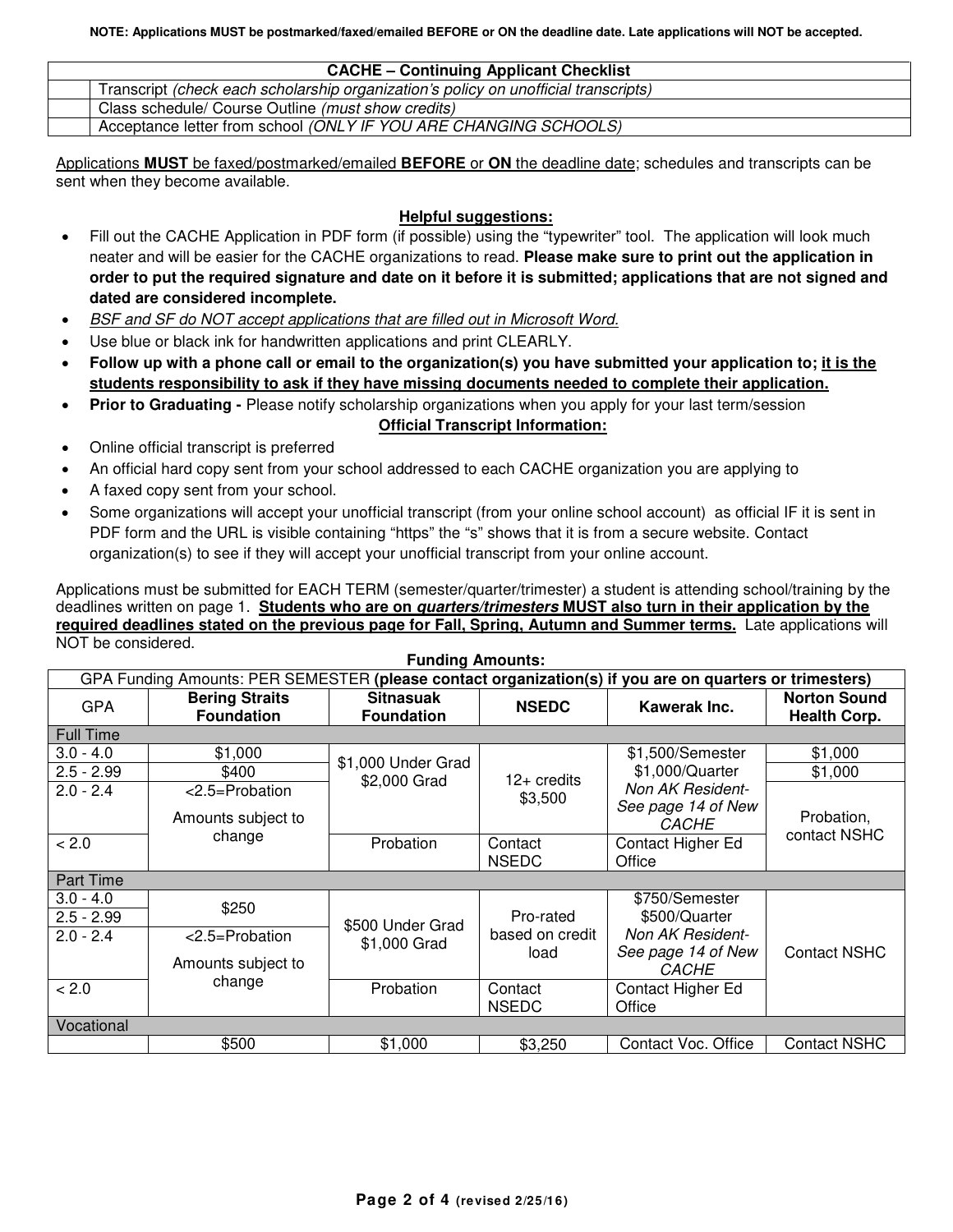**NOTE: Applications MUST be postmarked/faxed/emailed BEFORE or ON the deadline date. Late applications will NOT be accepted.**

| | **CACHE – Continuing Applicant Checklist** |
|---|---|
| | Transcript *(check each scholarship organization's policy on unofficial transcripts)* |
| | Class schedule/ Course Outline *(must show credits)* |
| | Acceptance letter from school *(ONLY IF YOU ARE CHANGING SCHOOLS)* |

<u>Applications **MUST** be faxed/postmarked/emailed **BEFORE** or **ON** the deadline date</u>; schedules and transcripts can be sent when they become available.

**<u>Helpful suggestions:</u>**

- Fill out the CACHE Application in PDF form (if possible) using the "typewriter" tool. The application will look much neater and will be easier for the CACHE organizations to read. **Please make sure to print out the application in order to put the required signature and date on it before it is submitted; applications that are not signed and dated are considered incomplete.**
- *<u>BSF and SF do NOT accept applications that are filled out in Microsoft Word.</u>*
- Use blue or black ink for handwritten applications and print CLEARLY.
- **Follow up with a phone call or email to the organization(s) you have submitted your application to; <u>it is the students responsibility to ask if they have missing documents needed to complete their application.</u>**
- **Prior to Graduating -** Please notify scholarship organizations when you apply for your last term/session

**<u>Official Transcript Information:</u>**

- Online official transcript is preferred
- An official hard copy sent from your school addressed to each CACHE organization you are applying to
- A faxed copy sent from your school.
- Some organizations will accept your unofficial transcript (from your online school account) as official IF it is sent in PDF form and the URL is visible containing "https" the "s" shows that it is from a secure website. Contact organization(s) to see if they will accept your unofficial transcript from your online account.

Applications must be submitted for EACH TERM (semester/quarter/trimester) a student is attending school/training by the deadlines written on page 1. **<u>Students who are on *quarters/trimesters* MUST also turn in their application by the required deadlines stated on the previous page for Fall, Spring, Autumn and Summer terms.</u>** Late applications will NOT be considered.

**Funding Amounts:**

| GPA Funding Amounts: PER SEMESTER **(please contact organization(s) if you are on quarters or trimesters)** | | | | | |
|---|---|---|---|---|---|
| GPA | **Bering Straits Foundation** | **Sitnasuak Foundation** | **NSEDC** | **Kawerak Inc.** | **Norton Sound Health Corp.** |
| Full Time | | | | | |
| 3.0 - 4.0 | $1,000 | $1,000 Under Grad $2,000 Grad | 12+ credits $3,500 | $1,500/Semester $1,000/Quarter *Non AK Resident- See page 14 of New CACHE* | $1,000 |
| 2.5 - 2.99 | $400 | | | | $1,000 |
| 2.0 - 2.4 | <2.5=Probation Amounts subject to change | | | | Probation, contact NSHC |
| < 2.0 | | Probation | Contact NSEDC | Contact Higher Ed Office | |
| Part Time | | | | | |
| 3.0 - 4.0 | $250 | $500 Under Grad $1,000 Grad | Pro-rated based on credit load | $750/Semester $500/Quarter *Non AK Resident- See page 14 of New CACHE* | Contact NSHC |
| 2.5 - 2.99 | | | | | |
| 2.0 - 2.4 | <2.5=Probation Amounts subject to change | | | | |
| < 2.0 | | Probation | Contact NSEDC | Contact Higher Ed Office | |
| Vocational | | | | | |
| | $500 | $1,000 | $3,250 | Contact Voc. Office | Contact NSHC |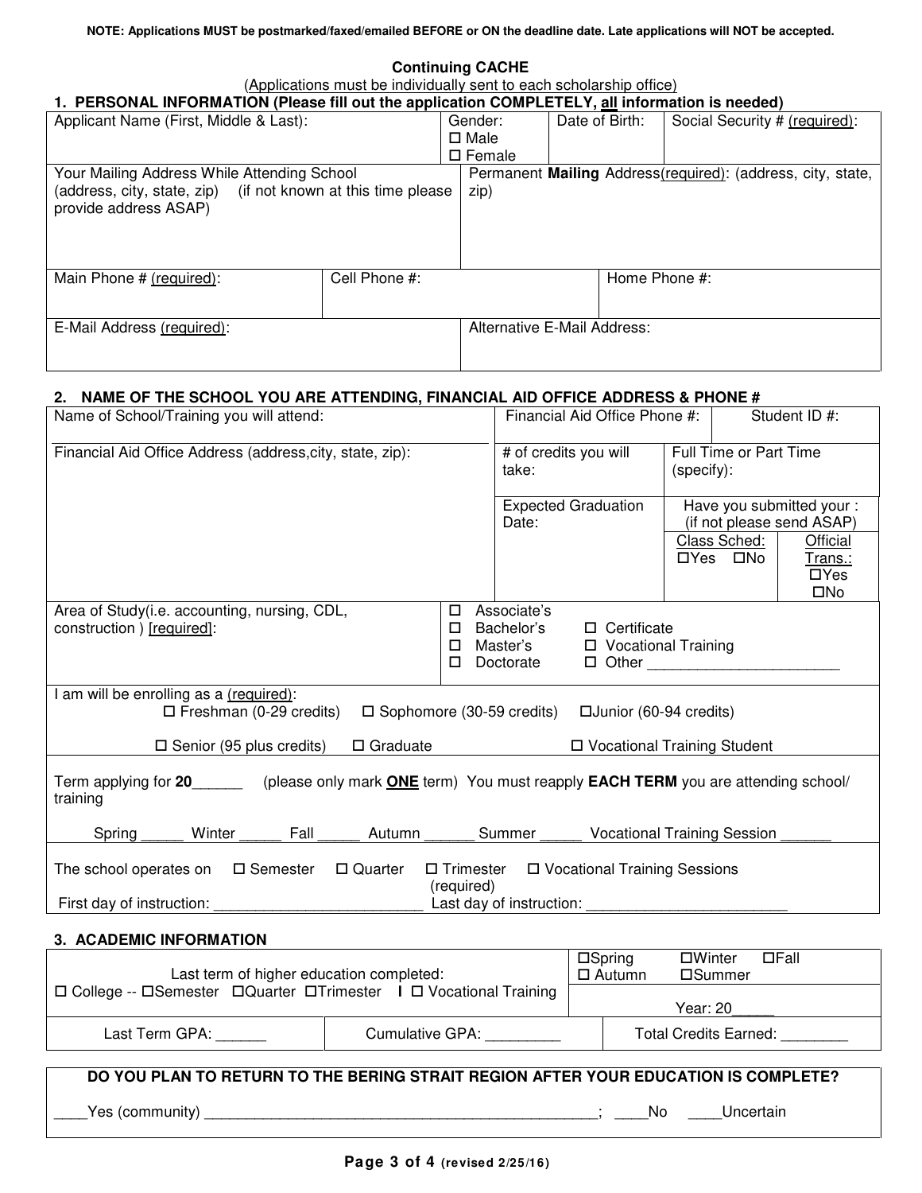**NOTE: Applications MUST be postmarked/faxed/emailed BEFORE or ON the deadline date. Late applications will NOT be accepted.**

## Continuing CACHE

(Applications must be individually sent to each scholarship office)

### 1. PERSONAL INFORMATION (Please fill out the application COMPLETELY, all information is needed)

| Applicant Name (First, Middle & Last): | Gender: ☐ Male ☐ Female | Date of Birth: | Social Security # (required): |
|---|---|---|---|
| Your Mailing Address While Attending School (address, city, state, zip) (if not known at this time please provide address ASAP) | | Permanent **Mailing** Address(required): (address, city, state, zip) | |
| Main Phone # (required): | Cell Phone #: | | Home Phone #: |
| E-Mail Address (required): | | Alternative E-Mail Address: | |

### 2. NAME OF THE SCHOOL YOU ARE ATTENDING, FINANCIAL AID OFFICE ADDRESS & PHONE #

| Name of School/Training you will attend: | Financial Aid Office Phone #: | Student ID #: | |
|---|---|---|---|
| Financial Aid Office Address (address,city, state, zip): | # of credits you will take: | Full Time or Part Time (specify): | |
| | Expected Graduation Date: | Have you submitted your : (if not please send ASAP) | |
| | | Class Sched: ☐Yes ☐No | Official Trans.: ☐Yes ☐No |

| Area of Study(i.e. accounting, nursing, CDL, construction ) [required]: | ☐ Associate's ☐ Bachelor's ☐ Master's ☐ Doctorate ☐ Certificate ☐ Vocational Training ☐ Other _______________________ |
|---|---|

I am will be enrolling as a (required):

☐ Freshman (0-29 credits) ☐ Sophomore (30-59 credits) ☐Junior (60-94 credits)

☐ Senior (95 plus credits) ☐ Graduate ☐ Vocational Training Student

Term applying for **20**______ (please only mark **ONE** term) You must reapply **EACH TERM** you are attending school/ training

Spring _____ Winter _____ Fall _____ Autumn ______ Summer _____ Vocational Training Session ______

The school operates on ☐ Semester ☐ Quarter ☐ Trimester ☐ Vocational Training Sessions (required)

First day of instruction: ________________________ Last day of instruction: _______________________

### 3. ACADEMIC INFORMATION

| Last term of higher education completed: ☐ College -- ☐Semester ☐Quarter ☐Trimester I ☐ Vocational Training | | ☐Spring ☐Winter ☐Fall ☐ Autumn ☐Summer<br>Year: 20_____ |
|---|---|---|
| Last Term GPA: ______ | Cumulative GPA: _________ | Total Credits Earned: ________ |

**DO YOU PLAN TO RETURN TO THE BERING STRAIT REGION AFTER YOUR EDUCATION IS COMPLETE?**

____Yes (community) _________________________________________________; ____No ____Uncertain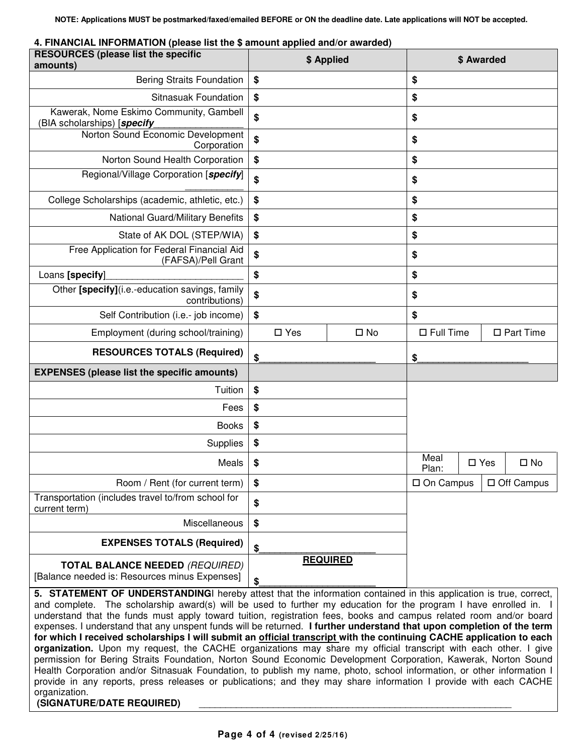**NOTE: Applications MUST be postmarked/faxed/emailed BEFORE or ON the deadline date. Late applications will NOT be accepted.**

### 4. FINANCIAL INFORMATION (please list the $ amount applied and/or awarded)

| RESOURCES (please list the specific amounts) | $ Applied | | $ Awarded | |
|---|---|---|---|---|
| Bering Straits Foundation | $ | | $ | |
| Sitnasuak Foundation | $ | | $ | |
| Kawerak, Nome Eskimo Community, Gambell (BIA scholarships) [***specify***_________________ | $ | | $ | |
| Norton Sound Economic Development Corporation | $ | | $ | |
| Norton Sound Health Corporation | $ | | $ | |
| Regional/Village Corporation [***specify***] ___________ | $ | | $ | |
| College Scholarships (academic, athletic, etc.) | $ | | $ | |
| National Guard/Military Benefits | $ | | $ | |
| State of AK DOL (STEP/WIA) | $ | | $ | |
| Free Application for Federal Financial Aid (FAFSA)/Pell Grant | $ | | $ | |
| Loans **[specify]**_________________________ | $ | | $ | |
| Other **[specify]**(i.e.-education savings, family contributions) | $ | | $ | |
| Self Contribution (i.e.- job income) | $ | | $ | |
| Employment (during school/training) | ☐ Yes | ☐ No | ☐ Full Time | ☐ Part Time |
| **RESOURCES TOTALS (Required)** | $______________________ | | $_____________________ | |
| **EXPENSES (please list the specific amounts)** | | | | |
| Tuition | $ | | | |
| Fees | $ | | | |
| Books | $ | | | |
| Supplies | $ | | | |
| Meals | $ | | Meal Plan: ☐ Yes | ☐ No |
| Room / Rent (for current term) | $ | | ☐ On Campus | ☐ Off Campus |
| Transportation (includes travel to/from school for current term) | $ | | | |
| Miscellaneous | $ | | | |
| **EXPENSES TOTALS (Required)** | $______________________ | | | |
| **TOTAL BALANCE NEEDED** *(REQUIRED)* [Balance needed is: Resources minus Expenses] | **REQUIRED** $______________________ | | | |

**5. STATEMENT OF UNDERSTANDING**I hereby attest that the information contained in this application is true, correct, and complete. The scholarship award(s) will be used to further my education for the program I have enrolled in. I understand that the funds must apply toward tuition, registration fees, books and campus related room and/or board expenses. I understand that any unspent funds will be returned. **I further understand that upon completion of the term for which I received scholarships I will submit an official transcript with the continuing CACHE application to each organization.** Upon my request, the CACHE organizations may share my official transcript with each other. I give permission for Bering Straits Foundation, Norton Sound Economic Development Corporation, Kawerak, Norton Sound Health Corporation and/or Sitnasuak Foundation, to publish my name, photo, school information, or other information I provide in any reports, press releases or publications; and they may share information I provide with each CACHE organization.

**(SIGNATURE/DATE REQUIRED)** ____________________________________________________________